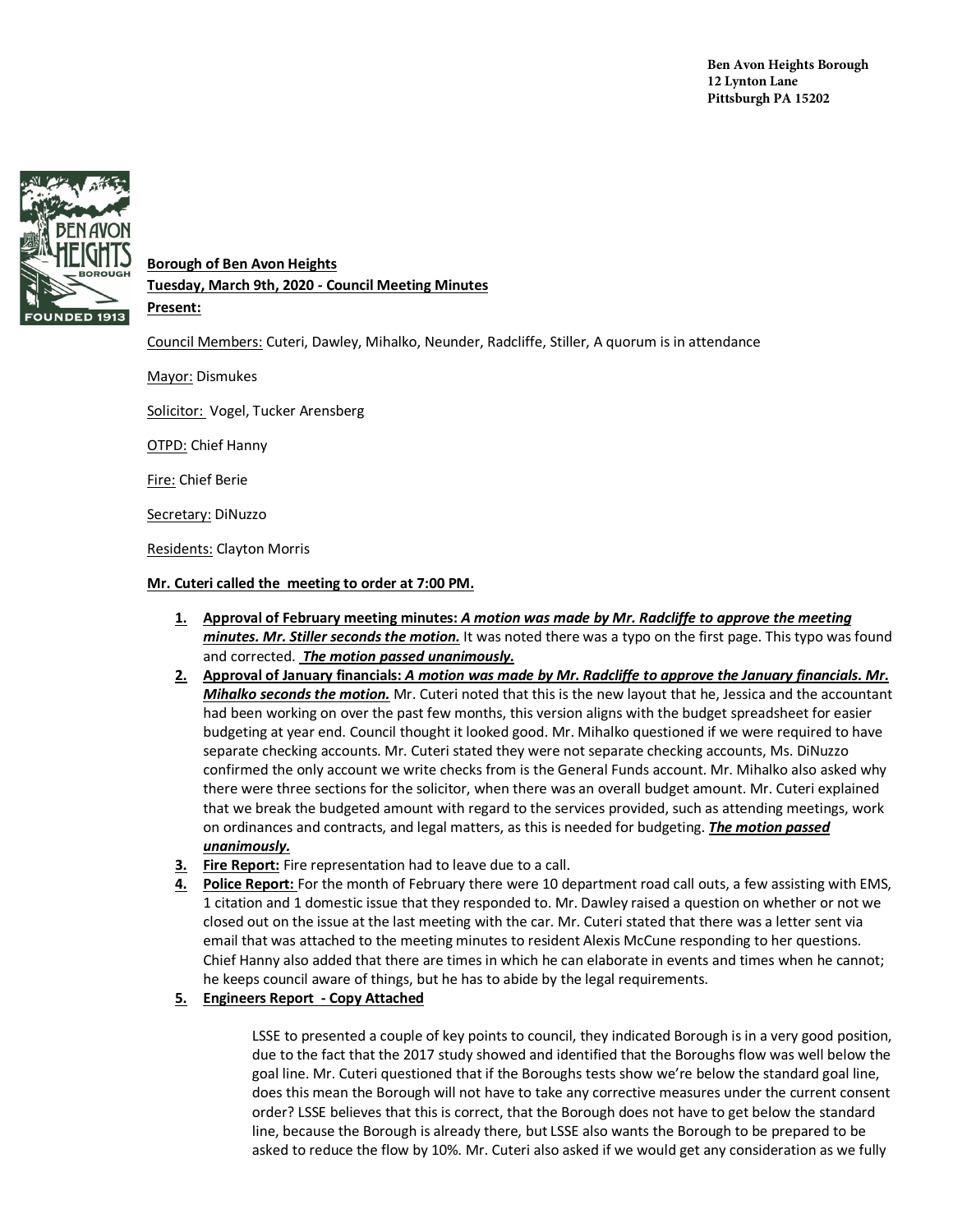Ben Avon Heights Borough
12 Lynton Lane
Pittsburgh PA 15202

**Borough of Ben Avon Heights**
**Tuesday, March 9th, 2020 - Council Meeting Minutes**
**Present:**

Council Members: Cuteri, Dawley, Mihalko, Neunder, Radcliffe, Stiller, A quorum is in attendance

Mayor: Dismukes

Solicitor: Vogel, Tucker Arensberg

OTPD: Chief Hanny

Fire: Chief Berie

Secretary: DiNuzzo

Residents: Clayton Morris

**Mr. Cuteri called the meeting to order at 7:00 PM.**

1. **Approval of February meeting minutes:** ***A motion was made by Mr. Radcliffe to approve the meeting minutes. Mr. Stiller seconds the motion.*** It was noted there was a typo on the first page. This typo was found and corrected. ***The motion passed unanimously.***
2. **Approval of January financials:** ***A motion was made by Mr. Radcliffe to approve the January financials. Mr. Mihalko seconds the motion.*** Mr. Cuteri noted that this is the new layout that he, Jessica and the accountant had been working on over the past few months, this version aligns with the budget spreadsheet for easier budgeting at year end. Council thought it looked good. Mr. Mihalko questioned if we were required to have separate checking accounts. Mr. Cuteri stated they were not separate checking accounts, Ms. DiNuzzo confirmed the only account we write checks from is the General Funds account. Mr. Mihalko also asked why there were three sections for the solicitor, when there was an overall budget amount. Mr. Cuteri explained that we break the budgeted amount with regard to the services provided, such as attending meetings, work on ordinances and contracts, and legal matters, as this is needed for budgeting. ***The motion passed unanimously.***
3. **Fire Report:** Fire representation had to leave due to a call.
4. **Police Report:** For the month of February there were 10 department road call outs, a few assisting with EMS, 1 citation and 1 domestic issue that they responded to. Mr. Dawley raised a question on whether or not we closed out on the issue at the last meeting with the car. Mr. Cuteri stated that there was a letter sent via email that was attached to the meeting minutes to resident Alexis McCune responding to her questions. Chief Hanny also added that there are times in which he can elaborate in events and times when he cannot; he keeps council aware of things, but he has to abide by the legal requirements.
5. **Engineers Report - Copy Attached**

   LSSE to presented a couple of key points to council, they indicated Borough is in a very good position, due to the fact that the 2017 study showed and identified that the Boroughs flow was well below the goal line. Mr. Cuteri questioned that if the Boroughs tests show we're below the standard goal line, does this mean the Borough will not have to take any corrective measures under the current consent order? LSSE believes that this is correct, that the Borough does not have to get below the standard line, because the Borough is already there, but LSSE also wants the Borough to be prepared to be asked to reduce the flow by 10%. Mr. Cuteri also asked if we would get any consideration as we fully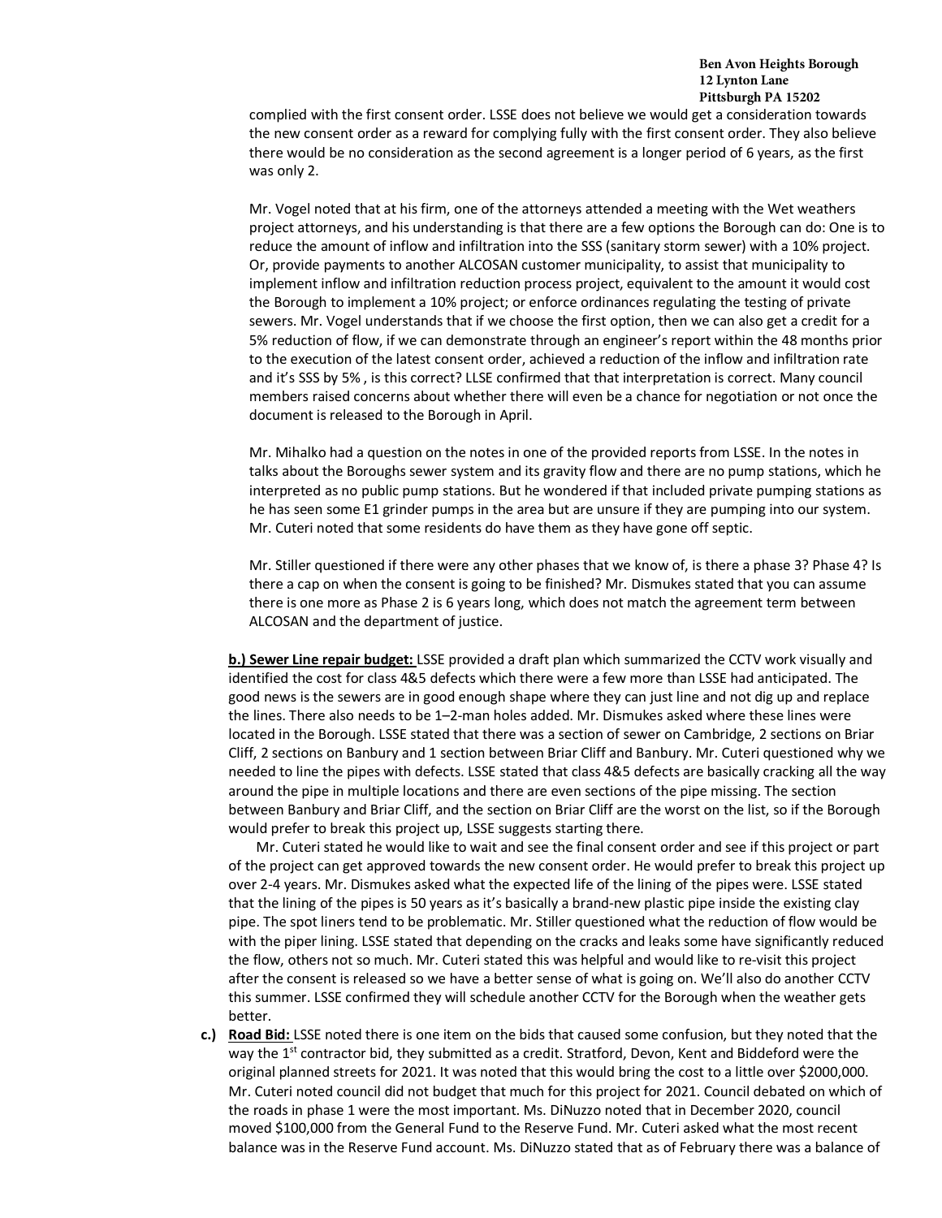complied with the first consent order. LSSE does not believe we would get a consideration towards the new consent order as a reward for complying fully with the first consent order. They also believe there would be no consideration as the second agreement is a longer period of 6 years, as the first was only 2.

Mr. Vogel noted that at his firm, one of the attorneys attended a meeting with the Wet weathers project attorneys, and his understanding is that there are a few options the Borough can do: One is to reduce the amount of inflow and infiltration into the SSS (sanitary storm sewer) with a 10% project. Or, provide payments to another ALCOSAN customer municipality, to assist that municipality to implement inflow and infiltration reduction process project, equivalent to the amount it would cost the Borough to implement a 10% project; or enforce ordinances regulating the testing of private sewers. Mr. Vogel understands that if we choose the first option, then we can also get a credit for a 5% reduction of flow, if we can demonstrate through an engineer's report within the 48 months prior to the execution of the latest consent order, achieved a reduction of the inflow and infiltration rate and it's SSS by 5% , is this correct? LLSE confirmed that that interpretation is correct. Many council members raised concerns about whether there will even be a chance for negotiation or not once the document is released to the Borough in April.

Mr. Mihalko had a question on the notes in one of the provided reports from LSSE. In the notes in talks about the Boroughs sewer system and its gravity flow and there are no pump stations, which he interpreted as no public pump stations. But he wondered if that included private pumping stations as he has seen some E1 grinder pumps in the area but are unsure if they are pumping into our system. Mr. Cuteri noted that some residents do have them as they have gone off septic.

Mr. Stiller questioned if there were any other phases that we know of, is there a phase 3? Phase 4? Is there a cap on when the consent is going to be finished? Mr. Dismukes stated that you can assume there is one more as Phase 2 is 6 years long, which does not match the agreement term between ALCOSAN and the department of justice.

**b.) Sewer Line repair budget:** LSSE provided a draft plan which summarized the CCTV work visually and identified the cost for class 4&5 defects which there were a few more than LSSE had anticipated. The good news is the sewers are in good enough shape where they can just line and not dig up and replace the lines. There also needs to be 1–2-man holes added. Mr. Dismukes asked where these lines were located in the Borough. LSSE stated that there was a section of sewer on Cambridge, 2 sections on Briar Cliff, 2 sections on Banbury and 1 section between Briar Cliff and Banbury. Mr. Cuteri questioned why we needed to line the pipes with defects. LSSE stated that class 4&5 defects are basically cracking all the way around the pipe in multiple locations and there are even sections of the pipe missing. The section between Banbury and Briar Cliff, and the section on Briar Cliff are the worst on the list, so if the Borough would prefer to break this project up, LSSE suggests starting there.

Mr. Cuteri stated he would like to wait and see the final consent order and see if this project or part of the project can get approved towards the new consent order. He would prefer to break this project up over 2-4 years. Mr. Dismukes asked what the expected life of the lining of the pipes were. LSSE stated that the lining of the pipes is 50 years as it's basically a brand-new plastic pipe inside the existing clay pipe. The spot liners tend to be problematic. Mr. Stiller questioned what the reduction of flow would be with the piper lining. LSSE stated that depending on the cracks and leaks some have significantly reduced the flow, others not so much. Mr. Cuteri stated this was helpful and would like to re-visit this project after the consent is released so we have a better sense of what is going on. We'll also do another CCTV this summer. LSSE confirmed they will schedule another CCTV for the Borough when the weather gets better.

**c.) Road Bid:** LSSE noted there is one item on the bids that caused some confusion, but they noted that the way the 1st contractor bid, they submitted as a credit. Stratford, Devon, Kent and Biddeford were the original planned streets for 2021. It was noted that this would bring the cost to a little over $2000,000. Mr. Cuteri noted council did not budget that much for this project for 2021. Council debated on which of the roads in phase 1 were the most important. Ms. DiNuzzo noted that in December 2020, council moved $100,000 from the General Fund to the Reserve Fund. Mr. Cuteri asked what the most recent balance was in the Reserve Fund account. Ms. DiNuzzo stated that as of February there was a balance of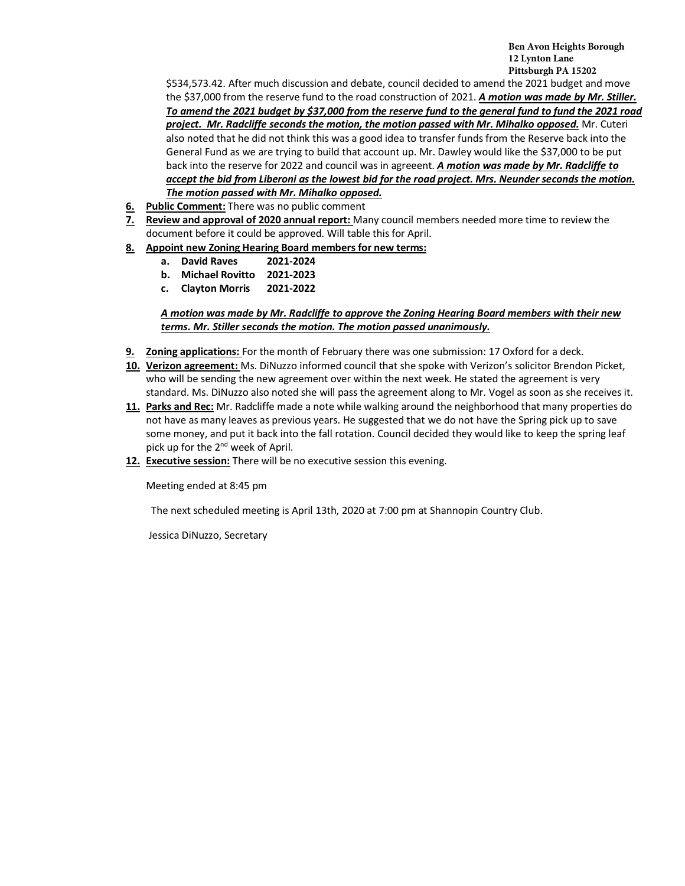$534,573.42. After much discussion and debate, council decided to amend the 2021 budget and move the $37,000 from the reserve fund to the road construction of 2021. ***A motion was made by Mr. Stiller. To amend the 2021 budget by $37,000 from the reserve fund to the general fund to fund the 2021 road project. Mr. Radcliffe seconds the motion, the motion passed with Mr. Mihalko opposed.*** Mr. Cuteri also noted that he did not think this was a good idea to transfer funds from the Reserve back into the General Fund as we are trying to build that account up. Mr. Dawley would like the $37,000 to be put back into the reserve for 2022 and council was in agreeent. ***A motion was made by Mr. Radcliffe to accept the bid from Liberoni as the lowest bid for the road project. Mrs. Neunder seconds the motion. The motion passed with Mr. Mihalko opposed.***

6. **Public Comment:** There was no public comment
7. **Review and approval of 2020 annual report:** Many council members needed more time to review the document before it could be approved. Will table this for April.
8. **Appoint new Zoning Hearing Board members for new terms:**
   a. **David Raves 2021-2024**
   b. **Michael Rovitto 2021-2023**
   c. **Clayton Morris 2021-2022**

   ***A motion was made by Mr. Radcliffe to approve the Zoning Hearing Board members with their new terms. Mr. Stiller seconds the motion. The motion passed unanimously.***

9. **Zoning applications:** For the month of February there was one submission: 17 Oxford for a deck.
10. **Verizon agreement:** Ms. DiNuzzo informed council that she spoke with Verizon's solicitor Brendon Picket, who will be sending the new agreement over within the next week. He stated the agreement is very standard. Ms. DiNuzzo also noted she will pass the agreement along to Mr. Vogel as soon as she receives it.
11. **Parks and Rec:** Mr. Radcliffe made a note while walking around the neighborhood that many properties do not have as many leaves as previous years. He suggested that we do not have the Spring pick up to save some money, and put it back into the fall rotation. Council decided they would like to keep the spring leaf pick up for the 2nd week of April.
12. **Executive session:** There will be no executive session this evening.

Meeting ended at 8:45 pm

The next scheduled meeting is April 13th, 2020 at 7:00 pm at Shannopin Country Club.

Jessica DiNuzzo, Secretary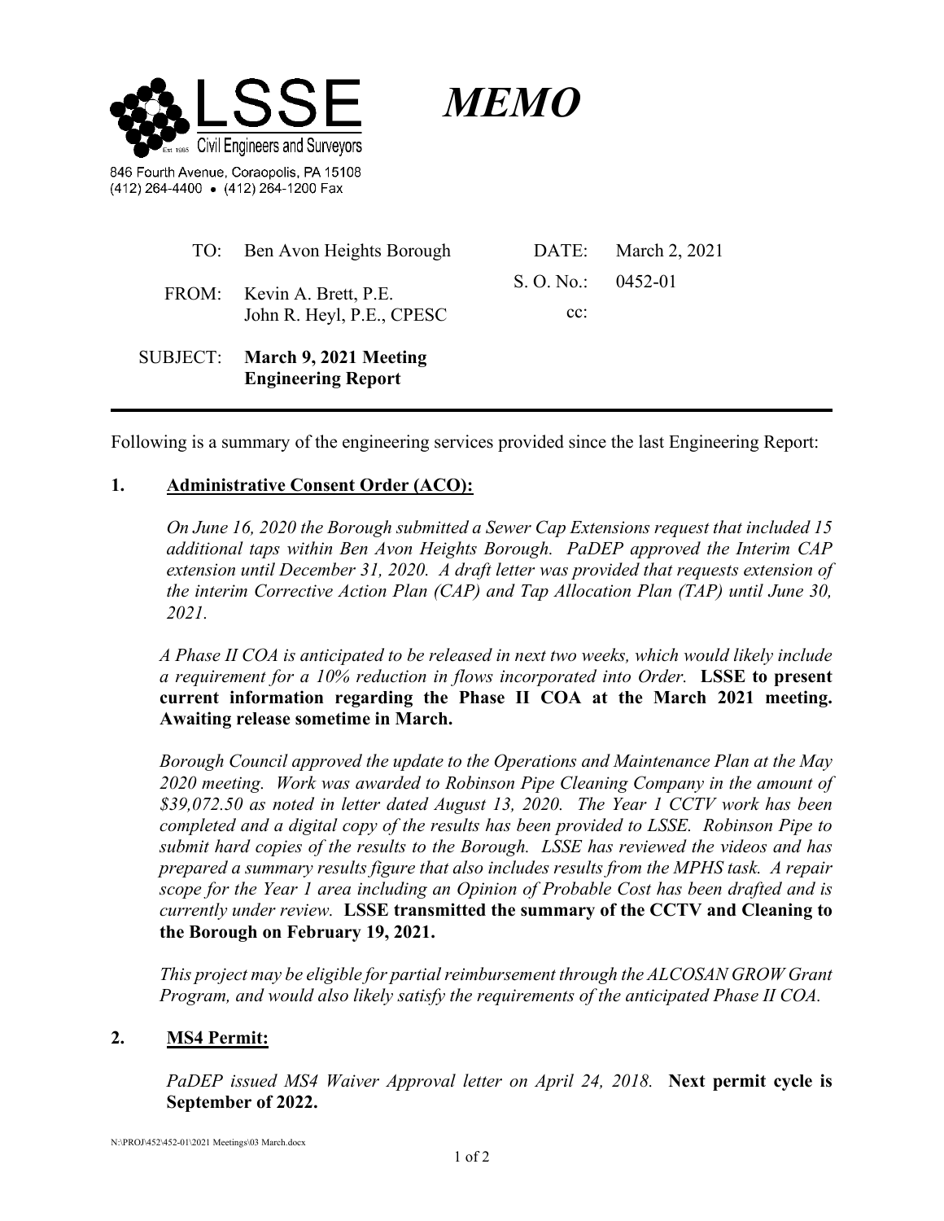# LSSE Civil Engineers and Surveyors

846 Fourth Avenue, Coraopolis, PA 15108
(412) 264-4400 • (412) 264-1200 Fax

# *MEMO*

| | | | |
|---|---|---|---|
| TO: | Ben Avon Heights Borough | DATE: | March 2, 2021 |
| FROM: | Kevin A. Brett, P.E.<br>John R. Heyl, P.E., CPESC | S. O. No.: | 0452-01 |
| | | cc: | |
| SUBJECT: | **March 9, 2021 Meeting Engineering Report** | | |

---

Following is a summary of the engineering services provided since the last Engineering Report:

## 1. Administrative Consent Order (ACO):

*On June 16, 2020 the Borough submitted a Sewer Cap Extensions request that included 15 additional taps within Ben Avon Heights Borough. PaDEP approved the Interim CAP extension until December 31, 2020. A draft letter was provided that requests extension of the interim Corrective Action Plan (CAP) and Tap Allocation Plan (TAP) until June 30, 2021.*

*A Phase II COA is anticipated to be released in next two weeks, which would likely include a requirement for a 10% reduction in flows incorporated into Order.* **LSSE to present current information regarding the Phase II COA at the March 2021 meeting. Awaiting release sometime in March.**

*Borough Council approved the update to the Operations and Maintenance Plan at the May 2020 meeting. Work was awarded to Robinson Pipe Cleaning Company in the amount of $39,072.50 as noted in letter dated August 13, 2020. The Year 1 CCTV work has been completed and a digital copy of the results has been provided to LSSE. Robinson Pipe to submit hard copies of the results to the Borough. LSSE has reviewed the videos and has prepared a summary results figure that also includes results from the MPHS task. A repair scope for the Year 1 area including an Opinion of Probable Cost has been drafted and is currently under review.* **LSSE transmitted the summary of the CCTV and Cleaning to the Borough on February 19, 2021.**

*This project may be eligible for partial reimbursement through the ALCOSAN GROW Grant Program, and would also likely satisfy the requirements of the anticipated Phase II COA.*

## 2. MS4 Permit:

*PaDEP issued MS4 Waiver Approval letter on April 24, 2018.* **Next permit cycle is September of 2022.**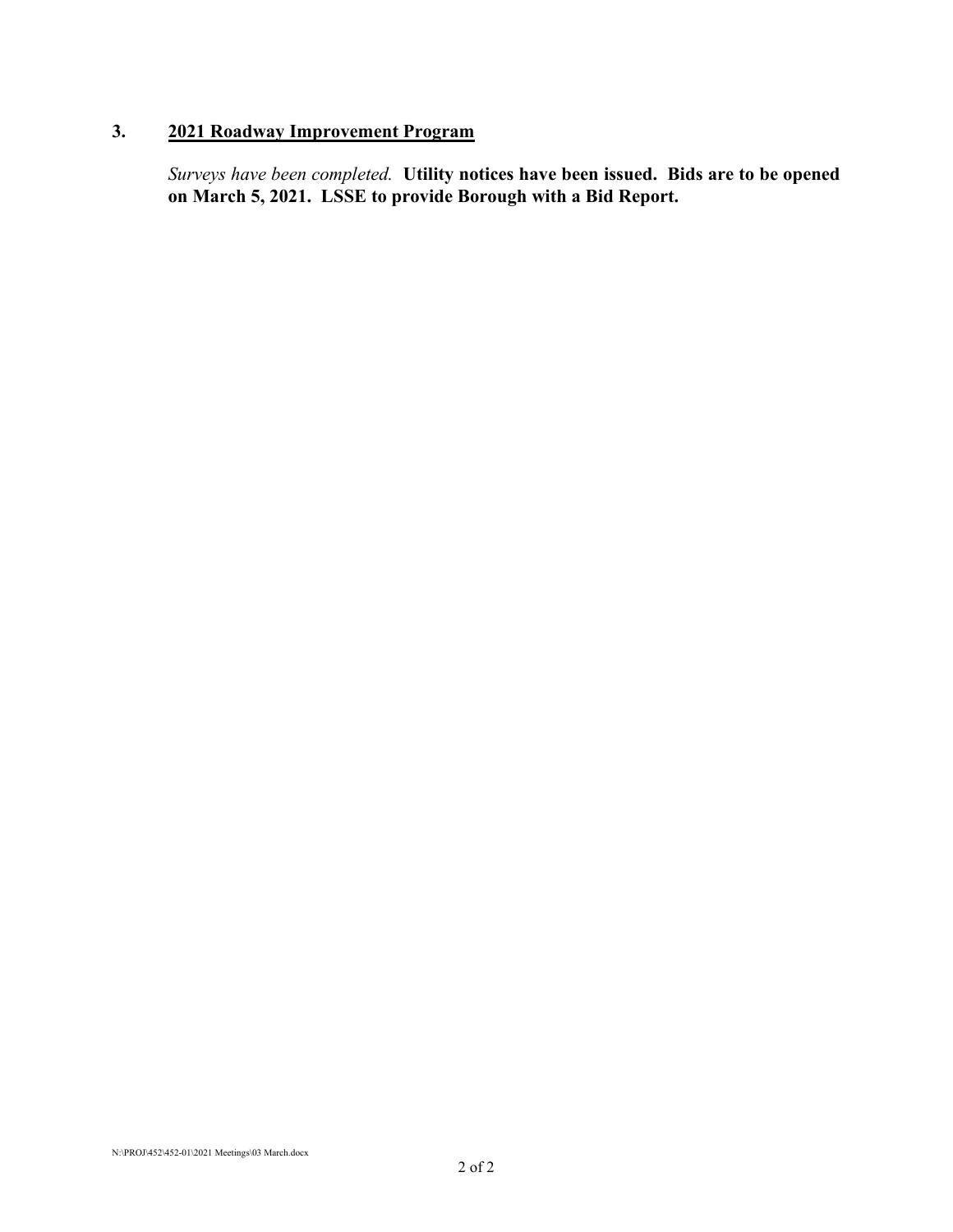3. **<u>2021 Roadway Improvement Program</u>**

   *Surveys have been completed.* **Utility notices have been issued. Bids are to be opened on March 5, 2021. LSSE to provide Borough with a Bid Report.**

N:\PROJ\452\452-01\2021 Meetings\03 March.docx